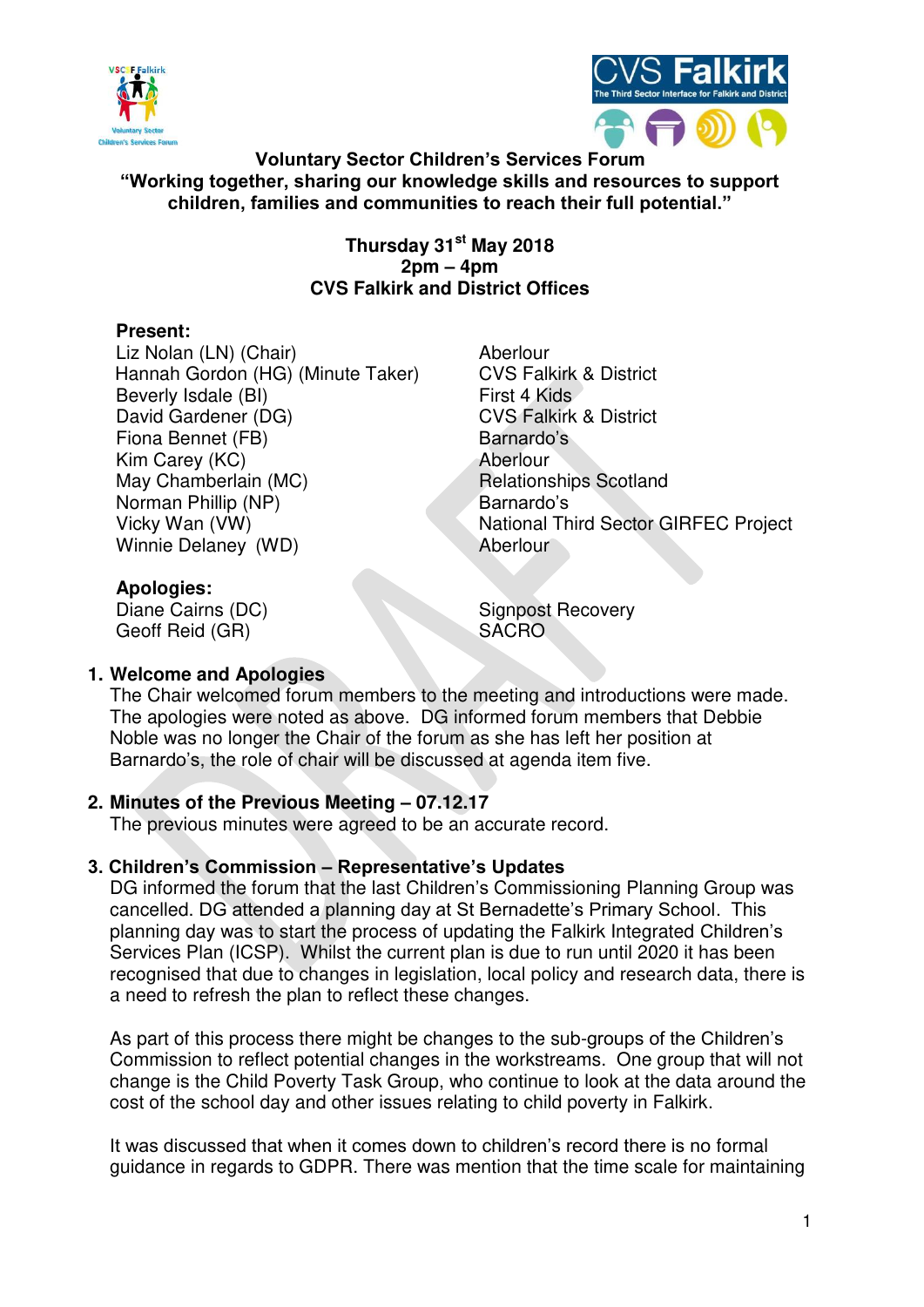# Voluntary Sector Children's Services Forum

**"Working together, sharing our knowledge skills and resources to support children, families and communities to reach their full potential."**

**Thursday 31st May 2018**
**2pm – 4pm**
**CVS Falkirk and District Offices**

**Present:**

| | |
|---|---|
| Liz Nolan (LN) (Chair) | Aberlour |
| Hannah Gordon (HG) (Minute Taker) | CVS Falkirk & District |
| Beverly Isdale (BI) | First 4 Kids |
| David Gardener (DG) | CVS Falkirk & District |
| Fiona Bennet (FB) | Barnardo's |
| Kim Carey (KC) | Aberlour |
| May Chamberlain (MC) | Relationships Scotland |
| Norman Phillip (NP) | Barnardo's |
| Vicky Wan (VW) | National Third Sector GIRFEC Project |
| Winnie Delaney (WD) | Aberlour |

**Apologies:**

| | |
|---|---|
| Diane Cairns (DC) | Signpost Recovery |
| Geoff Reid (GR) | SACRO |

## 1. Welcome and Apologies

The Chair welcomed forum members to the meeting and introductions were made. The apologies were noted as above. DG informed forum members that Debbie Noble was no longer the Chair of the forum as she has left her position at Barnardo's, the role of chair will be discussed at agenda item five.

## 2. Minutes of the Previous Meeting – 07.12.17

The previous minutes were agreed to be an accurate record.

## 3. Children's Commission – Representative's Updates

DG informed the forum that the last Children's Commissioning Planning Group was cancelled. DG attended a planning day at St Bernadette's Primary School. This planning day was to start the process of updating the Falkirk Integrated Children's Services Plan (ICSP). Whilst the current plan is due to run until 2020 it has been recognised that due to changes in legislation, local policy and research data, there is a need to refresh the plan to reflect these changes.

As part of this process there might be changes to the sub-groups of the Children's Commission to reflect potential changes in the workstreams. One group that will not change is the Child Poverty Task Group, who continue to look at the data around the cost of the school day and other issues relating to child poverty in Falkirk.

It was discussed that when it comes down to children's record there is no formal guidance in regards to GDPR. There was mention that the time scale for maintaining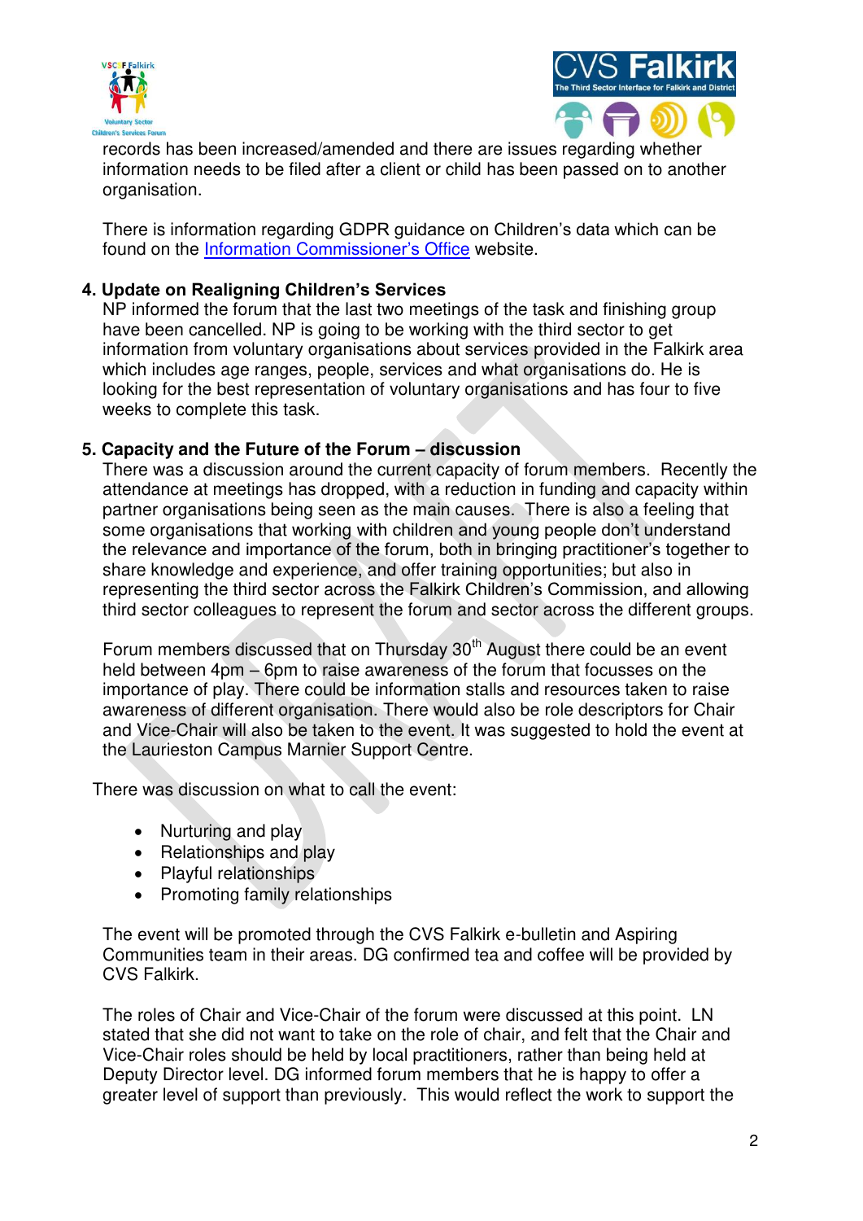records has been increased/amended and there are issues regarding whether information needs to be filed after a client or child has been passed on to another organisation.

There is information regarding GDPR guidance on Children's data which can be found on the Information Commissioner's Office website.

**4. Update on Realigning Children's Services**

NP informed the forum that the last two meetings of the task and finishing group have been cancelled. NP is going to be working with the third sector to get information from voluntary organisations about services provided in the Falkirk area which includes age ranges, people, services and what organisations do. He is looking for the best representation of voluntary organisations and has four to five weeks to complete this task.

**5. Capacity and the Future of the Forum – discussion**

There was a discussion around the current capacity of forum members. Recently the attendance at meetings has dropped, with a reduction in funding and capacity within partner organisations being seen as the main causes. There is also a feeling that some organisations that working with children and young people don't understand the relevance and importance of the forum, both in bringing practitioner's together to share knowledge and experience, and offer training opportunities; but also in representing the third sector across the Falkirk Children's Commission, and allowing third sector colleagues to represent the forum and sector across the different groups.

Forum members discussed that on Thursday 30th August there could be an event held between 4pm – 6pm to raise awareness of the forum that focusses on the importance of play. There could be information stalls and resources taken to raise awareness of different organisation. There would also be role descriptors for Chair and Vice-Chair will also be taken to the event. It was suggested to hold the event at the Laurieston Campus Marnier Support Centre.

There was discussion on what to call the event:

- Nurturing and play
- Relationships and play
- Playful relationships
- Promoting family relationships

The event will be promoted through the CVS Falkirk e-bulletin and Aspiring Communities team in their areas. DG confirmed tea and coffee will be provided by CVS Falkirk.

The roles of Chair and Vice-Chair of the forum were discussed at this point. LN stated that she did not want to take on the role of chair, and felt that the Chair and Vice-Chair roles should be held by local practitioners, rather than being held at Deputy Director level. DG informed forum members that he is happy to offer a greater level of support than previously. This would reflect the work to support the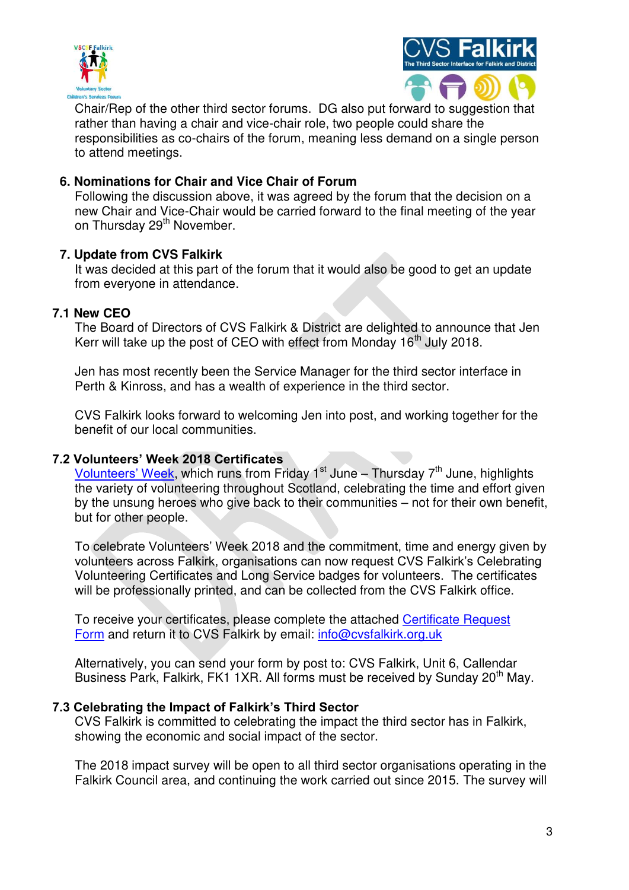Chair/Rep of the other third sector forums. DG also put forward to suggestion that rather than having a chair and vice-chair role, two people could share the responsibilities as co-chairs of the forum, meaning less demand on a single person to attend meetings.

**6. Nominations for Chair and Vice Chair of Forum**

Following the discussion above, it was agreed by the forum that the decision on a new Chair and Vice-Chair would be carried forward to the final meeting of the year on Thursday 29th November.

**7. Update from CVS Falkirk**

It was decided at this part of the forum that it would also be good to get an update from everyone in attendance.

**7.1 New CEO**

The Board of Directors of CVS Falkirk & District are delighted to announce that Jen Kerr will take up the post of CEO with effect from Monday 16th July 2018.

Jen has most recently been the Service Manager for the third sector interface in Perth & Kinross, and has a wealth of experience in the third sector.

CVS Falkirk looks forward to welcoming Jen into post, and working together for the benefit of our local communities.

**7.2 Volunteers' Week 2018 Certificates**

Volunteers' Week, which runs from Friday 1st June – Thursday 7th June, highlights the variety of volunteering throughout Scotland, celebrating the time and effort given by the unsung heroes who give back to their communities – not for their own benefit, but for other people.

To celebrate Volunteers' Week 2018 and the commitment, time and energy given by volunteers across Falkirk, organisations can now request CVS Falkirk's Celebrating Volunteering Certificates and Long Service badges for volunteers. The certificates will be professionally printed, and can be collected from the CVS Falkirk office.

To receive your certificates, please complete the attached Certificate Request Form and return it to CVS Falkirk by email: info@cvsfalkirk.org.uk

Alternatively, you can send your form by post to: CVS Falkirk, Unit 6, Callendar Business Park, Falkirk, FK1 1XR. All forms must be received by Sunday 20th May.

**7.3 Celebrating the Impact of Falkirk's Third Sector**

CVS Falkirk is committed to celebrating the impact the third sector has in Falkirk, showing the economic and social impact of the sector.

The 2018 impact survey will be open to all third sector organisations operating in the Falkirk Council area, and continuing the work carried out since 2015. The survey will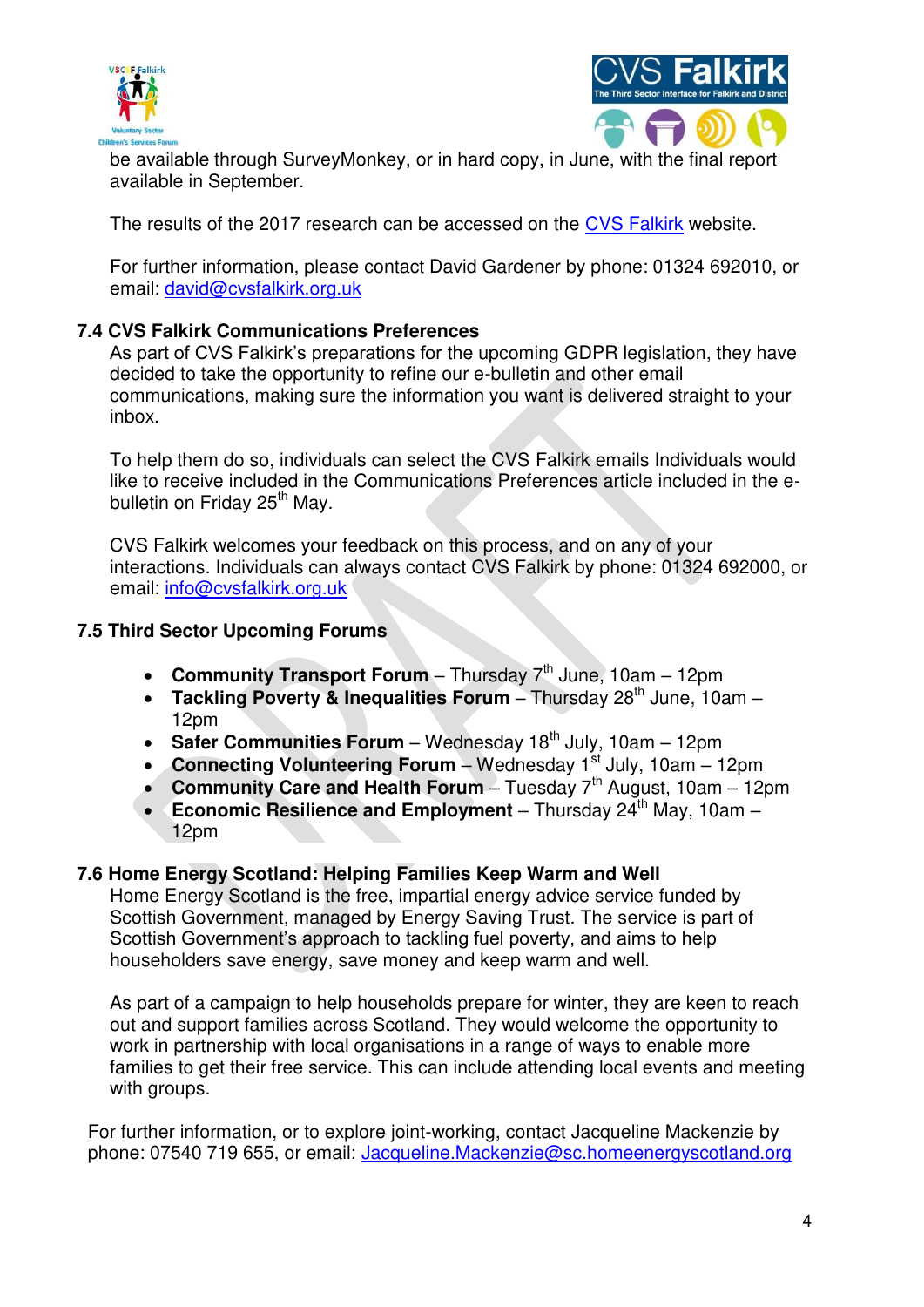be available through SurveyMonkey, or in hard copy, in June, with the final report available in September.

The results of the 2017 research can be accessed on the CVS Falkirk website.

For further information, please contact David Gardener by phone: 01324 692010, or email: david@cvsfalkirk.org.uk

### 7.4 CVS Falkirk Communications Preferences

As part of CVS Falkirk's preparations for the upcoming GDPR legislation, they have decided to take the opportunity to refine our e-bulletin and other email communications, making sure the information you want is delivered straight to your inbox.

To help them do so, individuals can select the CVS Falkirk emails Individuals would like to receive included in the Communications Preferences article included in the e-bulletin on Friday 25th May.

CVS Falkirk welcomes your feedback on this process, and on any of your interactions. Individuals can always contact CVS Falkirk by phone: 01324 692000, or email: info@cvsfalkirk.org.uk

### 7.5 Third Sector Upcoming Forums

- **Community Transport Forum** – Thursday 7th June, 10am – 12pm
- **Tackling Poverty & Inequalities Forum** – Thursday 28th June, 10am – 12pm
- **Safer Communities Forum** – Wednesday 18th July, 10am – 12pm
- **Connecting Volunteering Forum** – Wednesday 1st July, 10am – 12pm
- **Community Care and Health Forum** – Tuesday 7th August, 10am – 12pm
- **Economic Resilience and Employment** – Thursday 24th May, 10am – 12pm

### 7.6 Home Energy Scotland: Helping Families Keep Warm and Well

Home Energy Scotland is the free, impartial energy advice service funded by Scottish Government, managed by Energy Saving Trust. The service is part of Scottish Government's approach to tackling fuel poverty, and aims to help householders save energy, save money and keep warm and well.

As part of a campaign to help households prepare for winter, they are keen to reach out and support families across Scotland. They would welcome the opportunity to work in partnership with local organisations in a range of ways to enable more families to get their free service. This can include attending local events and meeting with groups.

For further information, or to explore joint-working, contact Jacqueline Mackenzie by phone: 07540 719 655, or email: Jacqueline.Mackenzie@sc.homeenergyscotland.org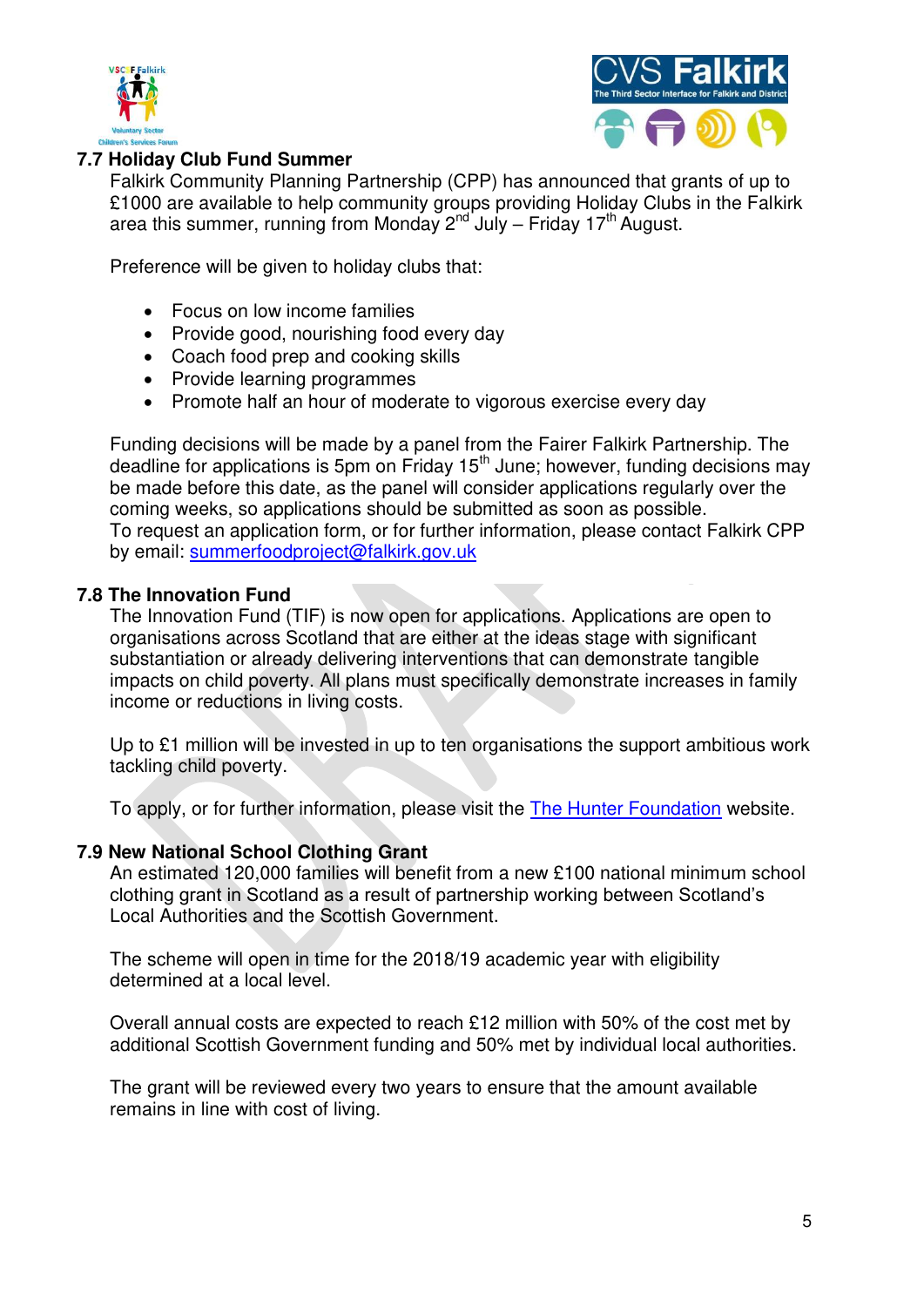### 7.7 Holiday Club Fund Summer

Falkirk Community Planning Partnership (CPP) has announced that grants of up to £1000 are available to help community groups providing Holiday Clubs in the Falkirk area this summer, running from Monday 2nd July – Friday 17th August.

Preference will be given to holiday clubs that:

- Focus on low income families
- Provide good, nourishing food every day
- Coach food prep and cooking skills
- Provide learning programmes
- Promote half an hour of moderate to vigorous exercise every day

Funding decisions will be made by a panel from the Fairer Falkirk Partnership. The deadline for applications is 5pm on Friday 15th June; however, funding decisions may be made before this date, as the panel will consider applications regularly over the coming weeks, so applications should be submitted as soon as possible.
To request an application form, or for further information, please contact Falkirk CPP by email: summerfoodproject@falkirk.gov.uk

### 7.8 The Innovation Fund

The Innovation Fund (TIF) is now open for applications. Applications are open to organisations across Scotland that are either at the ideas stage with significant substantiation or already delivering interventions that can demonstrate tangible impacts on child poverty. All plans must specifically demonstrate increases in family income or reductions in living costs.

Up to £1 million will be invested in up to ten organisations the support ambitious work tackling child poverty.

To apply, or for further information, please visit the The Hunter Foundation website.

### 7.9 New National School Clothing Grant

An estimated 120,000 families will benefit from a new £100 national minimum school clothing grant in Scotland as a result of partnership working between Scotland's Local Authorities and the Scottish Government.

The scheme will open in time for the 2018/19 academic year with eligibility determined at a local level.

Overall annual costs are expected to reach £12 million with 50% of the cost met by additional Scottish Government funding and 50% met by individual local authorities.

The grant will be reviewed every two years to ensure that the amount available remains in line with cost of living.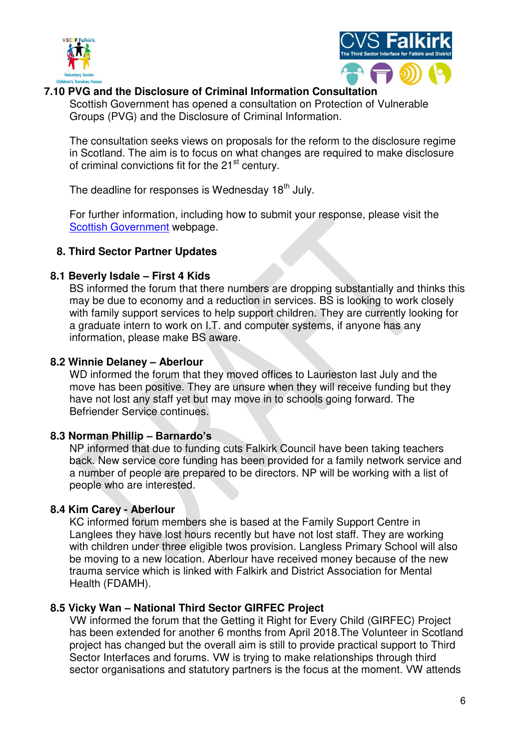### 7.10 PVG and the Disclosure of Criminal Information Consultation

Scottish Government has opened a consultation on Protection of Vulnerable Groups (PVG) and the Disclosure of Criminal Information.

The consultation seeks views on proposals for the reform to the disclosure regime in Scotland. The aim is to focus on what changes are required to make disclosure of criminal convictions fit for the 21st century.

The deadline for responses is Wednesday 18th July.

For further information, including how to submit your response, please visit the Scottish Government webpage.

## 8. Third Sector Partner Updates

### 8.1 Beverly Isdale – First 4 Kids

BS informed the forum that there numbers are dropping substantially and thinks this may be due to economy and a reduction in services. BS is looking to work closely with family support services to help support children. They are currently looking for a graduate intern to work on I.T. and computer systems, if anyone has any information, please make BS aware.

### 8.2 Winnie Delaney – Aberlour

WD informed the forum that they moved offices to Laurieston last July and the move has been positive. They are unsure when they will receive funding but they have not lost any staff yet but may move in to schools going forward. The Befriender Service continues.

### 8.3 Norman Phillip – Barnardo's

NP informed that due to funding cuts Falkirk Council have been taking teachers back. New service core funding has been provided for a family network service and a number of people are prepared to be directors. NP will be working with a list of people who are interested.

### 8.4 Kim Carey - Aberlour

KC informed forum members she is based at the Family Support Centre in Langlees they have lost hours recently but have not lost staff. They are working with children under three eligible twos provision. Langless Primary School will also be moving to a new location. Aberlour have received money because of the new trauma service which is linked with Falkirk and District Association for Mental Health (FDAMH).

### 8.5 Vicky Wan – National Third Sector GIRFEC Project

VW informed the forum that the Getting it Right for Every Child (GIRFEC) Project has been extended for another 6 months from April 2018.The Volunteer in Scotland project has changed but the overall aim is still to provide practical support to Third Sector Interfaces and forums. VW is trying to make relationships through third sector organisations and statutory partners is the focus at the moment. VW attends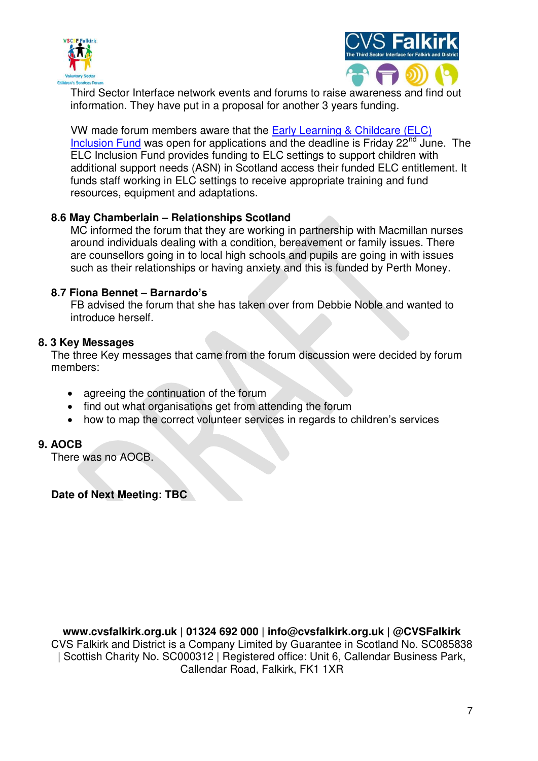Third Sector Interface network events and forums to raise awareness and find out information. They have put in a proposal for another 3 years funding.

VW made forum members aware that the [Early Learning & Childcare (ELC) Inclusion Fund] was open for applications and the deadline is Friday 22nd June. The ELC Inclusion Fund provides funding to ELC settings to support children with additional support needs (ASN) in Scotland access their funded ELC entitlement. It funds staff working in ELC settings to receive appropriate training and fund resources, equipment and adaptations.

**8.6 May Chamberlain – Relationships Scotland**

MC informed the forum that they are working in partnership with Macmillan nurses around individuals dealing with a condition, bereavement or family issues. There are counsellors going in to local high schools and pupils are going in with issues such as their relationships or having anxiety and this is funded by Perth Money.

**8.7 Fiona Bennet – Barnardo's**

FB advised the forum that she has taken over from Debbie Noble and wanted to introduce herself.

**8. 3 Key Messages**

The three Key messages that came from the forum discussion were decided by forum members:

- agreeing the continuation of the forum
- find out what organisations get from attending the forum
- how to map the correct volunteer services in regards to children's services

**9. AOCB**

There was no AOCB.

**Date of Next Meeting: TBC**

**www.cvsfalkirk.org.uk | 01324 692 000 | info@cvsfalkirk.org.uk | @CVSFalkirk**
CVS Falkirk and District is a Company Limited by Guarantee in Scotland No. SC085838 | Scottish Charity No. SC000312 | Registered office: Unit 6, Callendar Business Park, Callendar Road, Falkirk, FK1 1XR